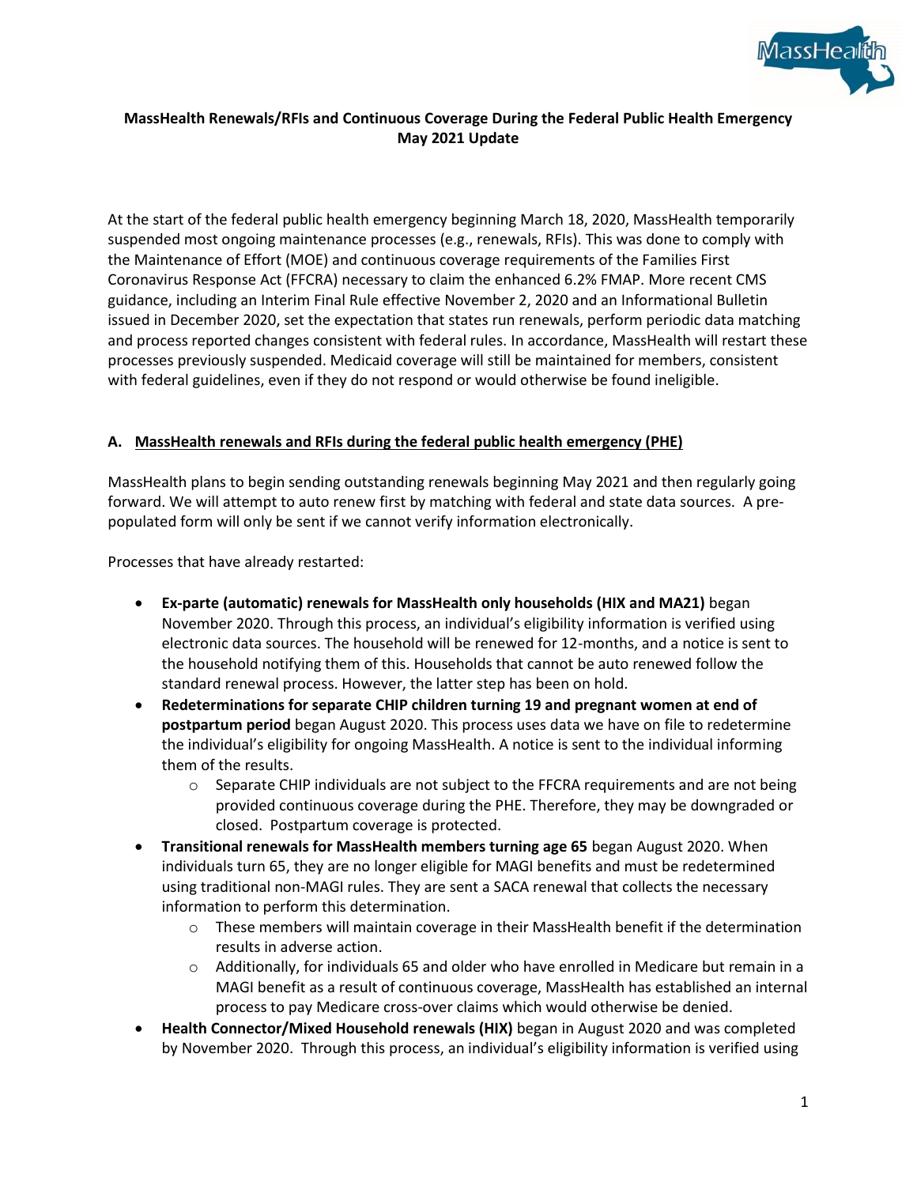**MassHealth Renewals/RFIs and Continuous Coverage During the Federal Public Health Emergency May 2021 Update**

At the start of the federal public health emergency beginning March 18, 2020, MassHealth temporarily suspended most ongoing maintenance processes (e.g., renewals, RFIs). This was done to comply with the Maintenance of Effort (MOE) and continuous coverage requirements of the Families First Coronavirus Response Act (FFCRA) necessary to claim the enhanced 6.2% FMAP. More recent CMS guidance, including an Interim Final Rule effective November 2, 2020 and an Informational Bulletin issued in December 2020, set the expectation that states run renewals, perform periodic data matching and process reported changes consistent with federal rules. In accordance, MassHealth will restart these processes previously suspended. Medicaid coverage will still be maintained for members, consistent with federal guidelines, even if they do not respond or would otherwise be found ineligible.

## A. MassHealth renewals and RFIs during the federal public health emergency (PHE)

MassHealth plans to begin sending outstanding renewals beginning May 2021 and then regularly going forward. We will attempt to auto renew first by matching with federal and state data sources. A pre-populated form will only be sent if we cannot verify information electronically.

Processes that have already restarted:

- **Ex-parte (automatic) renewals for MassHealth only households (HIX and MA21)** began November 2020. Through this process, an individual's eligibility information is verified using electronic data sources. The household will be renewed for 12-months, and a notice is sent to the household notifying them of this. Households that cannot be auto renewed follow the standard renewal process. However, the latter step has been on hold.
- **Redeterminations for separate CHIP children turning 19 and pregnant women at end of postpartum period** began August 2020. This process uses data we have on file to redetermine the individual's eligibility for ongoing MassHealth. A notice is sent to the individual informing them of the results.
  - Separate CHIP individuals are not subject to the FFCRA requirements and are not being provided continuous coverage during the PHE. Therefore, they may be downgraded or closed. Postpartum coverage is protected.
- **Transitional renewals for MassHealth members turning age 65** began August 2020. When individuals turn 65, they are no longer eligible for MAGI benefits and must be redetermined using traditional non-MAGI rules. They are sent a SACA renewal that collects the necessary information to perform this determination.
  - These members will maintain coverage in their MassHealth benefit if the determination results in adverse action.
  - Additionally, for individuals 65 and older who have enrolled in Medicare but remain in a MAGI benefit as a result of continuous coverage, MassHealth has established an internal process to pay Medicare cross-over claims which would otherwise be denied.
- **Health Connector/Mixed Household renewals (HIX)** began in August 2020 and was completed by November 2020. Through this process, an individual's eligibility information is verified using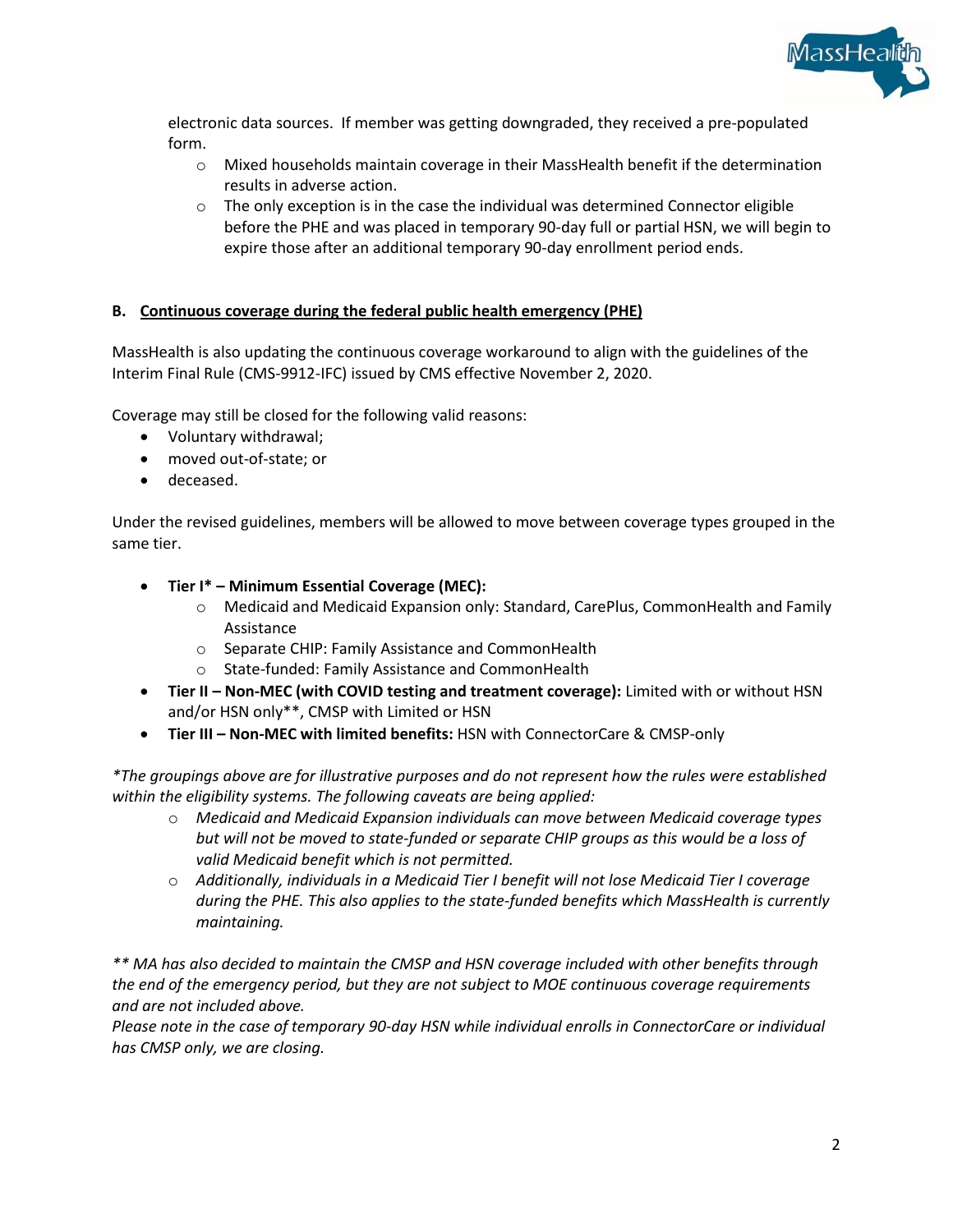electronic data sources. If member was getting downgraded, they received a pre-populated form.

- Mixed households maintain coverage in their MassHealth benefit if the determination results in adverse action.
- The only exception is in the case the individual was determined Connector eligible before the PHE and was placed in temporary 90-day full or partial HSN, we will begin to expire those after an additional temporary 90-day enrollment period ends.

## B. Continuous coverage during the federal public health emergency (PHE)

MassHealth is also updating the continuous coverage workaround to align with the guidelines of the Interim Final Rule (CMS-9912-IFC) issued by CMS effective November 2, 2020.

Coverage may still be closed for the following valid reasons:

- Voluntary withdrawal;
- moved out-of-state; or
- deceased.

Under the revised guidelines, members will be allowed to move between coverage types grouped in the same tier.

- **Tier I* – Minimum Essential Coverage (MEC):**
  - Medicaid and Medicaid Expansion only: Standard, CarePlus, CommonHealth and Family Assistance
  - Separate CHIP: Family Assistance and CommonHealth
  - State-funded: Family Assistance and CommonHealth
- **Tier II – Non-MEC (with COVID testing and treatment coverage):** Limited with or without HSN and/or HSN only**, CMSP with Limited or HSN
- **Tier III – Non-MEC with limited benefits:** HSN with ConnectorCare & CMSP-only

*\*The groupings above are for illustrative purposes and do not represent how the rules were established within the eligibility systems. The following caveats are being applied:*

- *Medicaid and Medicaid Expansion individuals can move between Medicaid coverage types but will not be moved to state-funded or separate CHIP groups as this would be a loss of valid Medicaid benefit which is not permitted.*
- *Additionally, individuals in a Medicaid Tier I benefit will not lose Medicaid Tier I coverage during the PHE. This also applies to the state-funded benefits which MassHealth is currently maintaining.*

*\*\* MA has also decided to maintain the CMSP and HSN coverage included with other benefits through the end of the emergency period, but they are not subject to MOE continuous coverage requirements and are not included above.*
*Please note in the case of temporary 90-day HSN while individual enrolls in ConnectorCare or individual has CMSP only, we are closing.*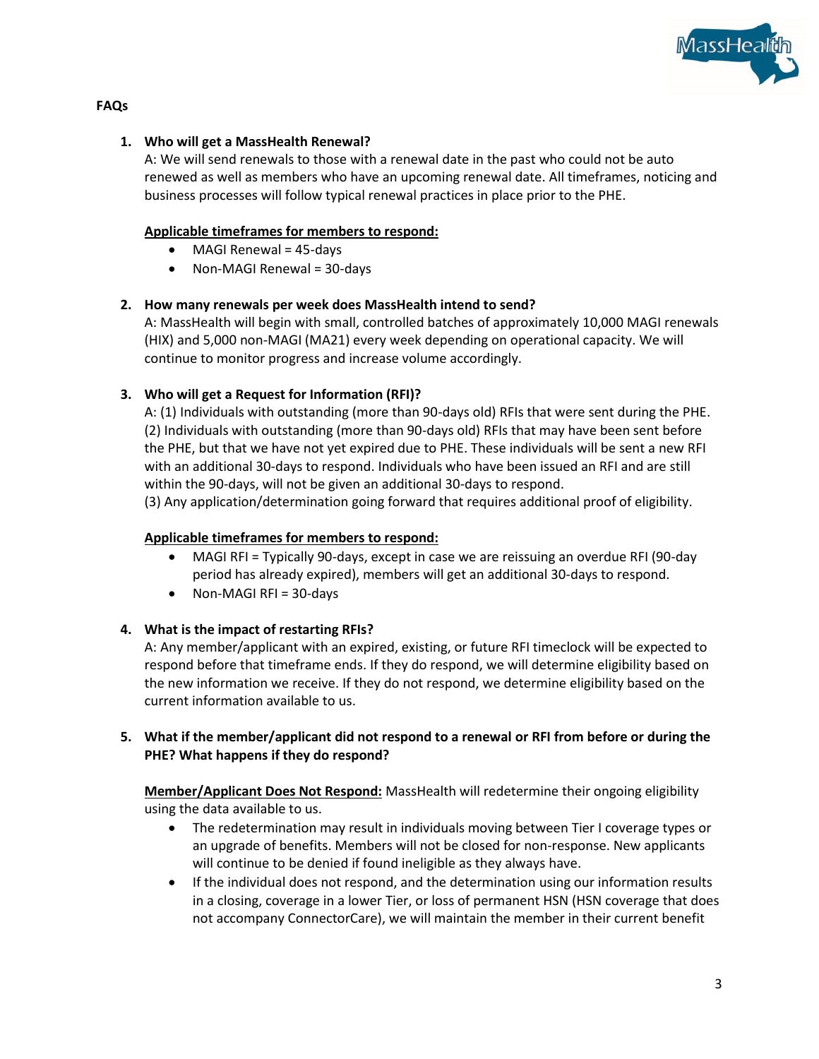**FAQs**

1. **Who will get a MassHealth Renewal?**
   A: We will send renewals to those with a renewal date in the past who could not be auto renewed as well as members who have an upcoming renewal date. All timeframes, noticing and business processes will follow typical renewal practices in place prior to the PHE.

   **Applicable timeframes for members to respond:**
   - MAGI Renewal = 45-days
   - Non-MAGI Renewal = 30-days

2. **How many renewals per week does MassHealth intend to send?**
   A: MassHealth will begin with small, controlled batches of approximately 10,000 MAGI renewals (HIX) and 5,000 non-MAGI (MA21) every week depending on operational capacity. We will continue to monitor progress and increase volume accordingly.

3. **Who will get a Request for Information (RFI)?**
   A: (1) Individuals with outstanding (more than 90-days old) RFIs that were sent during the PHE. (2) Individuals with outstanding (more than 90-days old) RFIs that may have been sent before the PHE, but that we have not yet expired due to PHE. These individuals will be sent a new RFI with an additional 30-days to respond. Individuals who have been issued an RFI and are still within the 90-days, will not be given an additional 30-days to respond.
   (3) Any application/determination going forward that requires additional proof of eligibility.

   **Applicable timeframes for members to respond:**
   - MAGI RFI = Typically 90-days, except in case we are reissuing an overdue RFI (90-day period has already expired), members will get an additional 30-days to respond.
   - Non-MAGI RFI = 30-days

4. **What is the impact of restarting RFIs?**
   A: Any member/applicant with an expired, existing, or future RFI timeclock will be expected to respond before that timeframe ends. If they do respond, we will determine eligibility based on the new information we receive. If they do not respond, we determine eligibility based on the current information available to us.

5. **What if the member/applicant did not respond to a renewal or RFI from before or during the PHE? What happens if they do respond?**

   **Member/Applicant Does Not Respond:** MassHealth will redetermine their ongoing eligibility using the data available to us.
   - The redetermination may result in individuals moving between Tier I coverage types or an upgrade of benefits. Members will not be closed for non-response. New applicants will continue to be denied if found ineligible as they always have.
   - If the individual does not respond, and the determination using our information results in a closing, coverage in a lower Tier, or loss of permanent HSN (HSN coverage that does not accompany ConnectorCare), we will maintain the member in their current benefit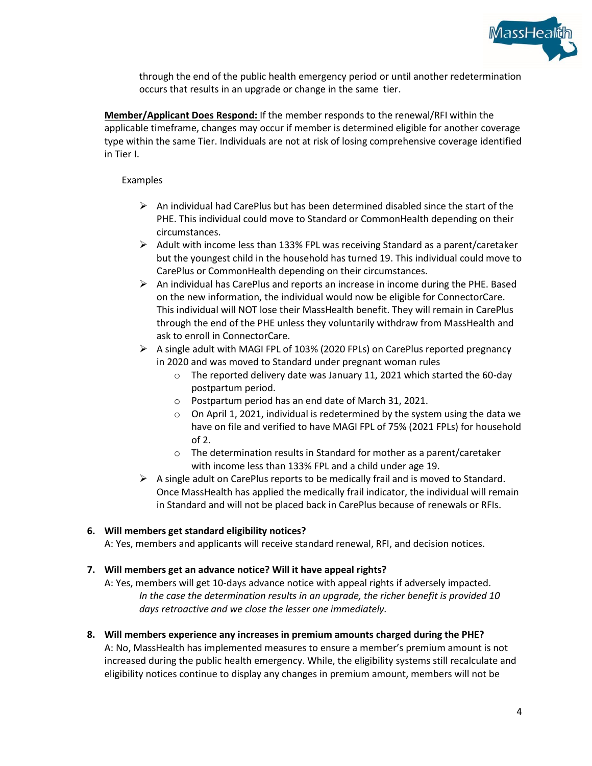through the end of the public health emergency period or until another redetermination occurs that results in an upgrade or change in the same tier.

**Member/Applicant Does Respond:** If the member responds to the renewal/RFI within the applicable timeframe, changes may occur if member is determined eligible for another coverage type within the same Tier. Individuals are not at risk of losing comprehensive coverage identified in Tier I.

Examples

- An individual had CarePlus but has been determined disabled since the start of the PHE. This individual could move to Standard or CommonHealth depending on their circumstances.
- Adult with income less than 133% FPL was receiving Standard as a parent/caretaker but the youngest child in the household has turned 19. This individual could move to CarePlus or CommonHealth depending on their circumstances.
- An individual has CarePlus and reports an increase in income during the PHE. Based on the new information, the individual would now be eligible for ConnectorCare. This individual will NOT lose their MassHealth benefit. They will remain in CarePlus through the end of the PHE unless they voluntarily withdraw from MassHealth and ask to enroll in ConnectorCare.
- A single adult with MAGI FPL of 103% (2020 FPLs) on CarePlus reported pregnancy in 2020 and was moved to Standard under pregnant woman rules
  - The reported delivery date was January 11, 2021 which started the 60-day postpartum period.
  - Postpartum period has an end date of March 31, 2021.
  - On April 1, 2021, individual is redetermined by the system using the data we have on file and verified to have MAGI FPL of 75% (2021 FPLs) for household of 2.
  - The determination results in Standard for mother as a parent/caretaker with income less than 133% FPL and a child under age 19.
- A single adult on CarePlus reports to be medically frail and is moved to Standard. Once MassHealth has applied the medically frail indicator, the individual will remain in Standard and will not be placed back in CarePlus because of renewals or RFIs.

6. **Will members get standard eligibility notices?**
   A: Yes, members and applicants will receive standard renewal, RFI, and decision notices.

7. **Will members get an advance notice? Will it have appeal rights?**
   A: Yes, members will get 10-days advance notice with appeal rights if adversely impacted.
   *In the case the determination results in an upgrade, the richer benefit is provided 10 days retroactive and we close the lesser one immediately.*

8. **Will members experience any increases in premium amounts charged during the PHE?**
   A: No, MassHealth has implemented measures to ensure a member's premium amount is not increased during the public health emergency. While, the eligibility systems still recalculate and eligibility notices continue to display any changes in premium amount, members will not be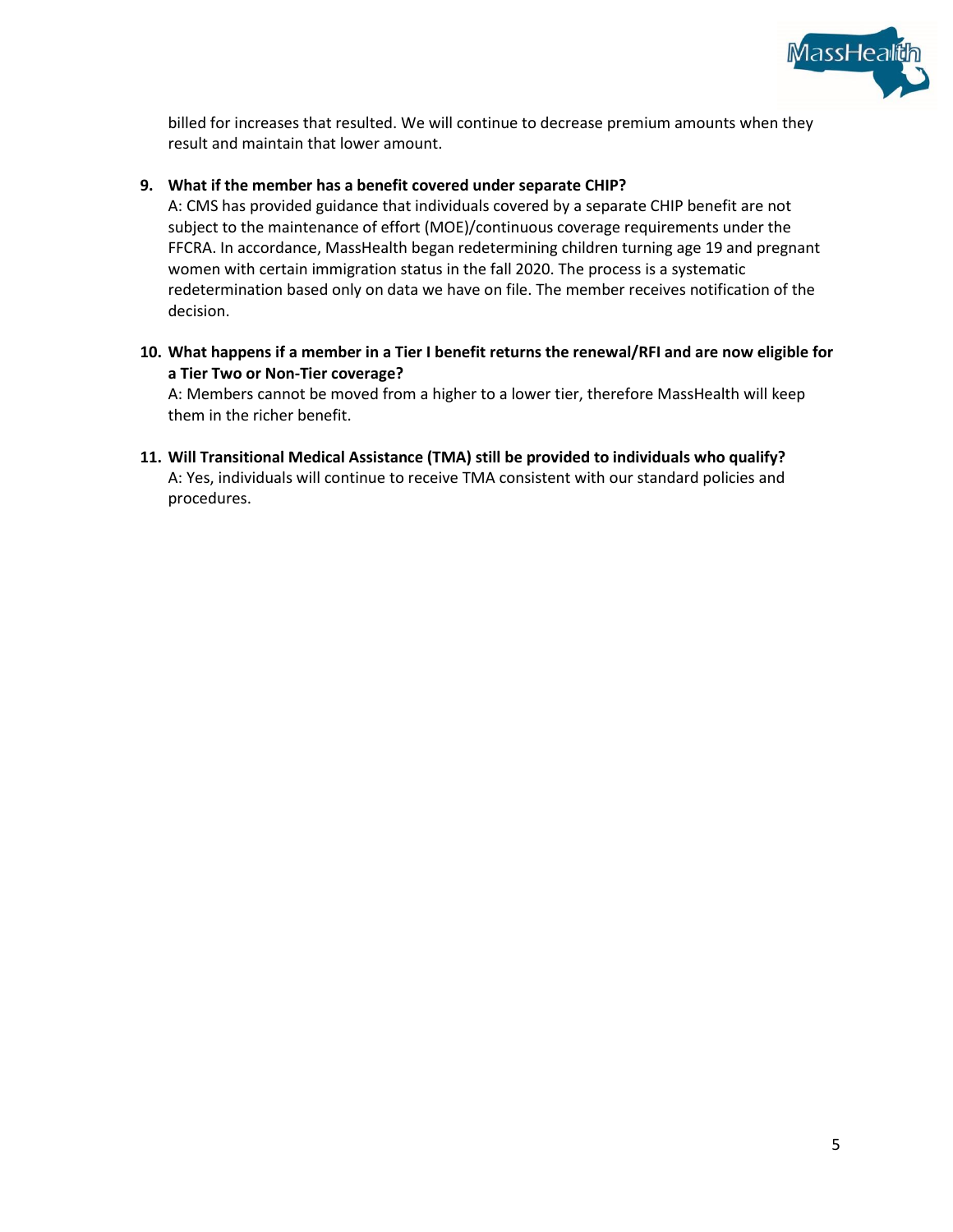billed for increases that resulted. We will continue to decrease premium amounts when they result and maintain that lower amount.

9. **What if the member has a benefit covered under separate CHIP?**
   A: CMS has provided guidance that individuals covered by a separate CHIP benefit are not subject to the maintenance of effort (MOE)/continuous coverage requirements under the FFCRA. In accordance, MassHealth began redetermining children turning age 19 and pregnant women with certain immigration status in the fall 2020. The process is a systematic redetermination based only on data we have on file. The member receives notification of the decision.

10. **What happens if a member in a Tier I benefit returns the renewal/RFI and are now eligible for a Tier Two or Non-Tier coverage?**
    A: Members cannot be moved from a higher to a lower tier, therefore MassHealth will keep them in the richer benefit.

11. **Will Transitional Medical Assistance (TMA) still be provided to individuals who qualify?**
    A: Yes, individuals will continue to receive TMA consistent with our standard policies and procedures.